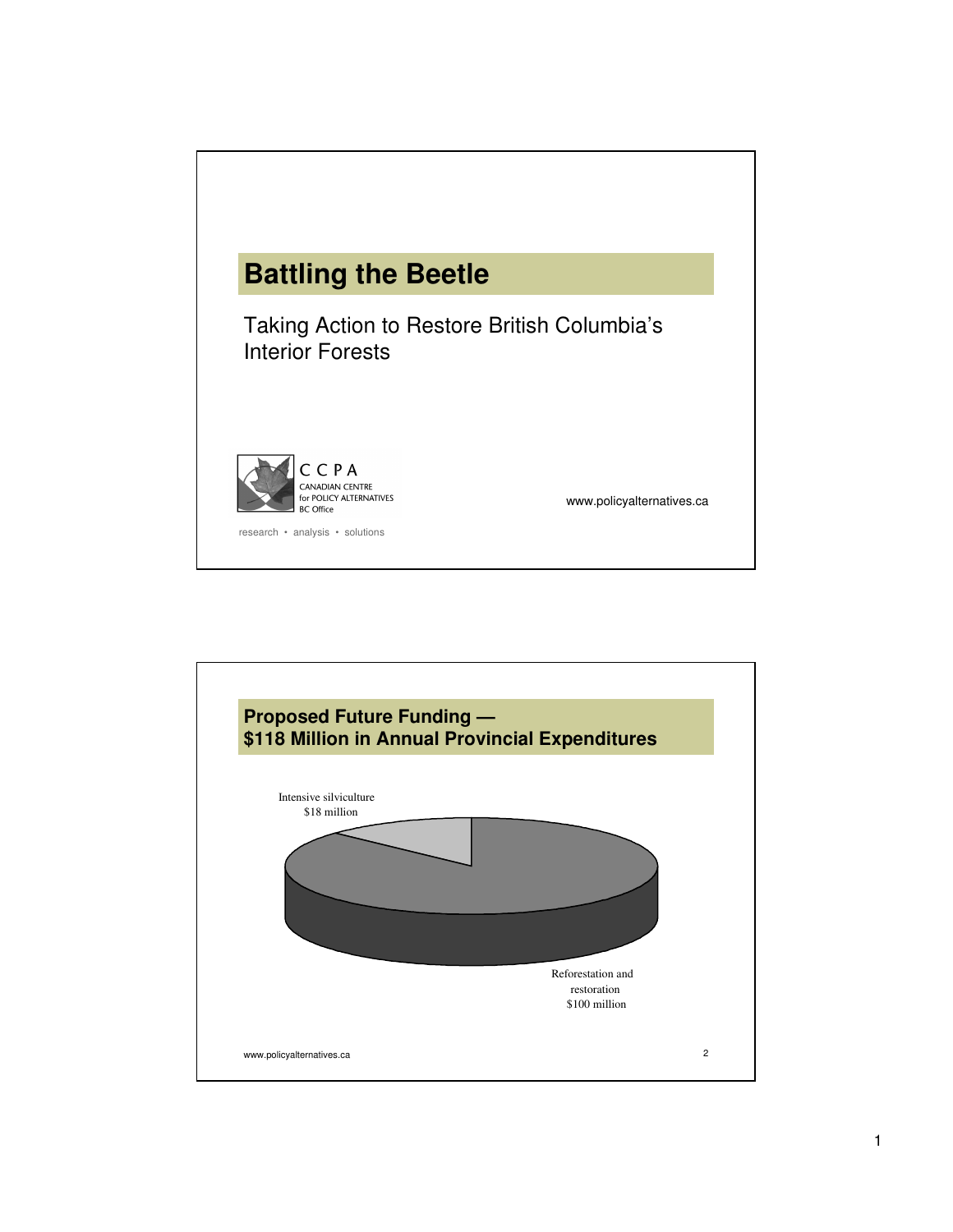# Battling the Beetle

Taking Action to Restore British Columbia's Interior Forests

CCPA
CANADIAN CENTRE for POLICY ALTERNATIVES
BC Office

research • analysis • solutions

www.policyalternatives.ca

## Proposed Future Funding — $118 Million in Annual Provincial Expenditures

Intensive silviculture
$18 million

Reforestation and restoration
$100 million

www.policyalternatives.ca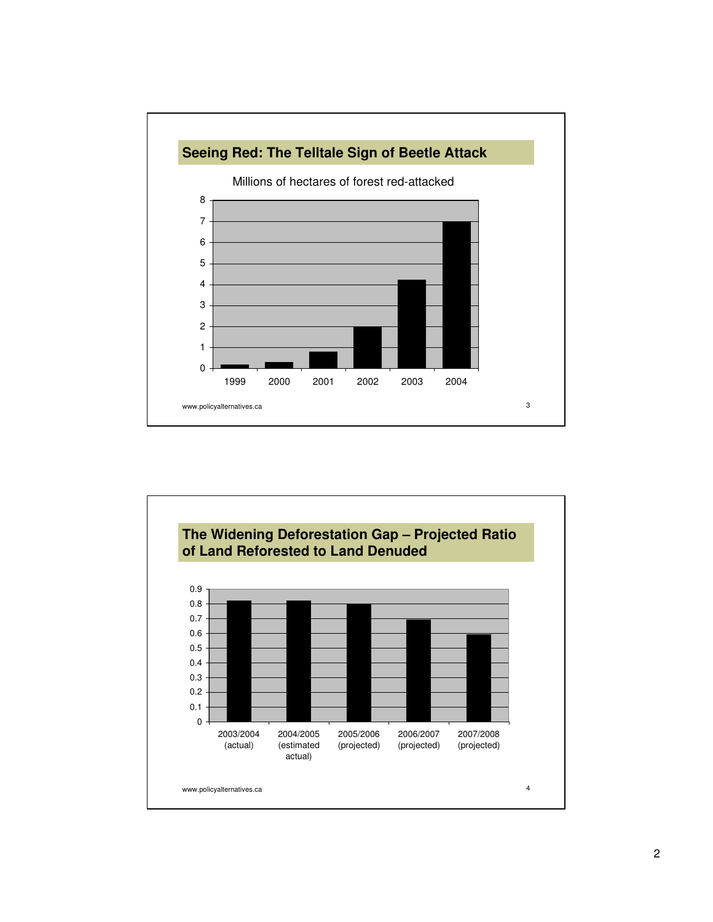## Seeing Red: The Telltale Sign of Beetle Attack

Millions of hectares of forest red-attacked

| Year | Millions of hectares |
|---|---|
| 1999 | 0.2 |
| 2000 | 0.3 |
| 2001 | 0.8 |
| 2002 | 2 |
| 2003 | 4.2 |
| 2004 | 7 |

www.policyalternatives.ca

## The Widening Deforestation Gap – Projected Ratio of Land Reforested to Land Denuded

| Year | Ratio |
|---|---|
| 2003/2004 (actual) | 0.82 |
| 2004/2005 (estimated actual) | 0.82 |
| 2005/2006 (projected) | 0.8 |
| 2006/2007 (projected) | 0.69 |
| 2007/2008 (projected) | 0.59 |

www.policyalternatives.ca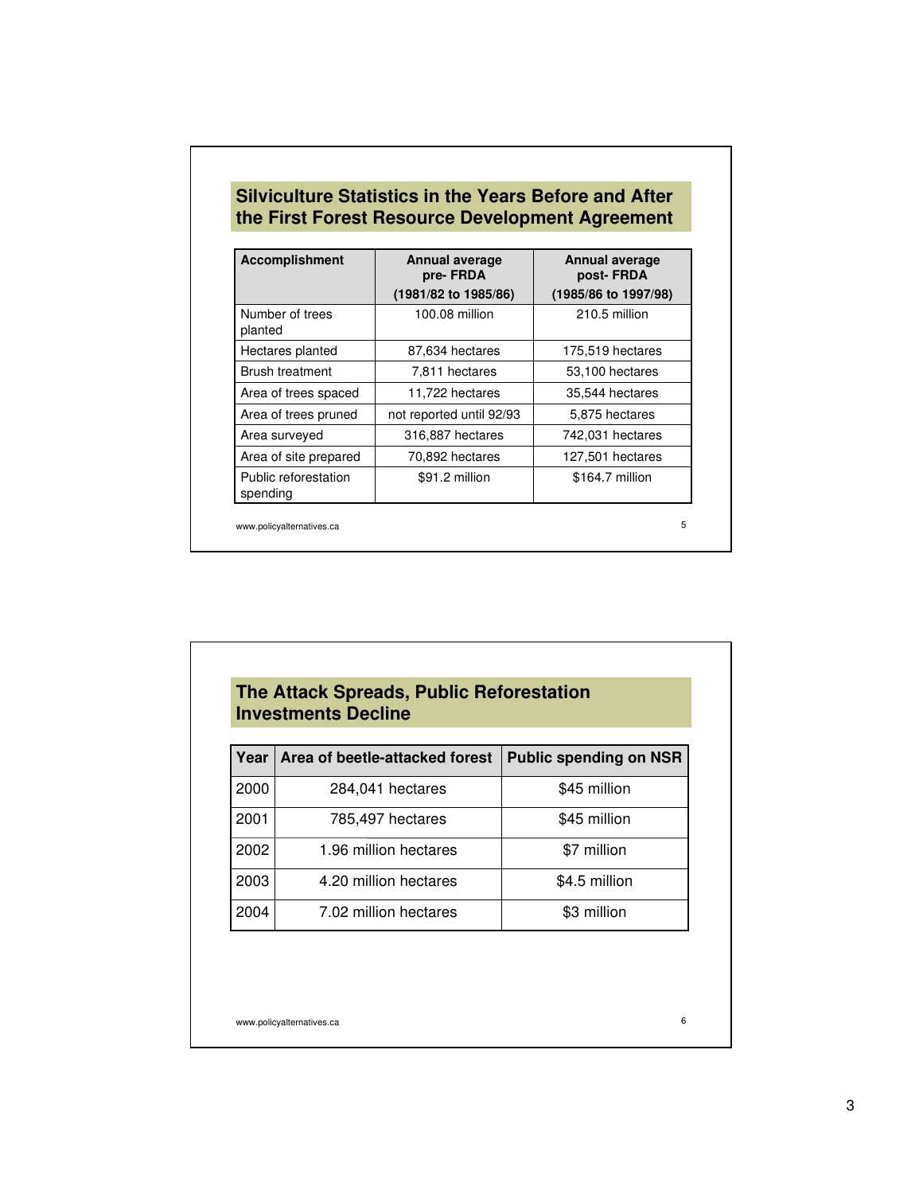## Silviculture Statistics in the Years Before and After the First Forest Resource Development Agreement

| Accomplishment | Annual average pre- FRDA (1981/82 to 1985/86) | Annual average post- FRDA (1985/86 to 1997/98) |
|---|---|---|
| Number of trees planted | 100.08 million | 210.5 million |
| Hectares planted | 87,634 hectares | 175,519 hectares |
| Brush treatment | 7,811 hectares | 53,100 hectares |
| Area of trees spaced | 11,722 hectares | 35,544 hectares |
| Area of trees pruned | not reported until 92/93 | 5,875 hectares |
| Area surveyed | 316,887 hectares | 742,031 hectares |
| Area of site prepared | 70,892 hectares | 127,501 hectares |
| Public reforestation spending | $91.2 million | $164.7 million |

www.policyalternatives.ca

## The Attack Spreads, Public Reforestation Investments Decline

| Year | Area of beetle-attacked forest | Public spending on NSR |
|---|---|---|
| 2000 | 284,041 hectares | $45 million |
| 2001 | 785,497 hectares | $45 million |
| 2002 | 1.96 million hectares | $7 million |
| 2003 | 4.20 million hectares | $4.5 million |
| 2004 | 7.02 million hectares | $3 million |

www.policyalternatives.ca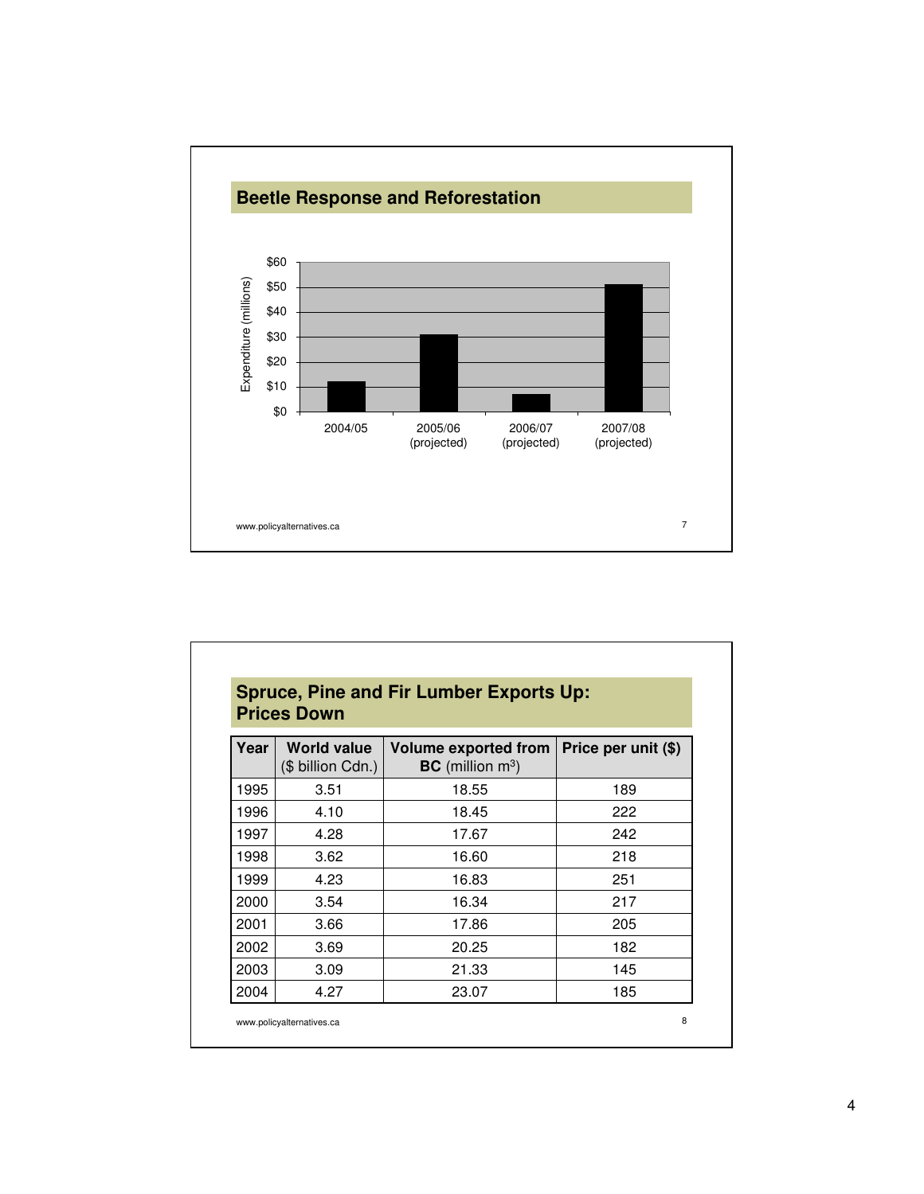## Beetle Response and Reforestation

Expenditure (millions)

$60
$50
$40
$30
$20
$10
$0

2004/05
2005/06 (projected)
2006/07 (projected)
2007/08 (projected)

www.policyalternatives.ca

## Spruce, Pine and Fir Lumber Exports Up: Prices Down

| Year | World value ($ billion Cdn.) | Volume exported from **BC** (million $m^3$) | Price per unit ($) |
|---|---|---|---|
| 1995 | 3.51 | 18.55 | 189 |
| 1996 | 4.10 | 18.45 | 222 |
| 1997 | 4.28 | 17.67 | 242 |
| 1998 | 3.62 | 16.60 | 218 |
| 1999 | 4.23 | 16.83 | 251 |
| 2000 | 3.54 | 16.34 | 217 |
| 2001 | 3.66 | 17.86 | 205 |
| 2002 | 3.69 | 20.25 | 182 |
| 2003 | 3.09 | 21.33 | 145 |
| 2004 | 4.27 | 23.07 | 185 |

www.policyalternatives.ca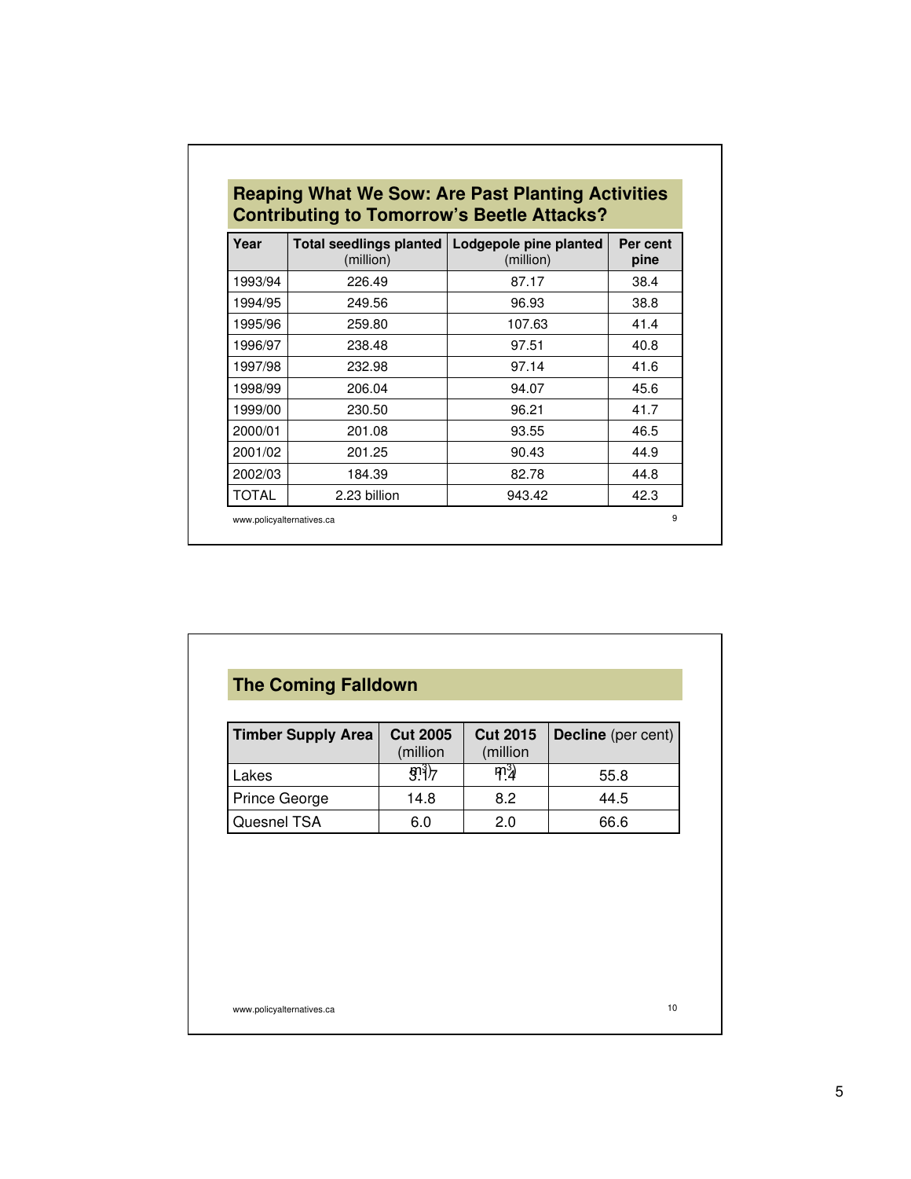## Reaping What We Sow: Are Past Planting Activities Contributing to Tomorrow's Beetle Attacks?

| Year | Total seedlings planted (million) | Lodgepole pine planted (million) | Per cent pine |
|---|---|---|---|
| 1993/94 | 226.49 | 87.17 | 38.4 |
| 1994/95 | 249.56 | 96.93 | 38.8 |
| 1995/96 | 259.80 | 107.63 | 41.4 |
| 1996/97 | 238.48 | 97.51 | 40.8 |
| 1997/98 | 232.98 | 97.14 | 41.6 |
| 1998/99 | 206.04 | 94.07 | 45.6 |
| 1999/00 | 230.50 | 96.21 | 41.7 |
| 2000/01 | 201.08 | 93.55 | 46.5 |
| 2001/02 | 201.25 | 90.43 | 44.9 |
| 2002/03 | 184.39 | 82.78 | 44.8 |
| TOTAL | 2.23 billion | 943.42 | 42.3 |

www.policyalternatives.ca

## The Coming Falldown

| Timber Supply Area | Cut 2005 (million $m^3$) | Cut 2015 (million $m^3$) | Decline (per cent) |
|---|---|---|---|
| Lakes | 3.17 | 1.4 | 55.8 |
| Prince George | 14.8 | 8.2 | 44.5 |
| Quesnel TSA | 6.0 | 2.0 | 66.6 |

www.policyalternatives.ca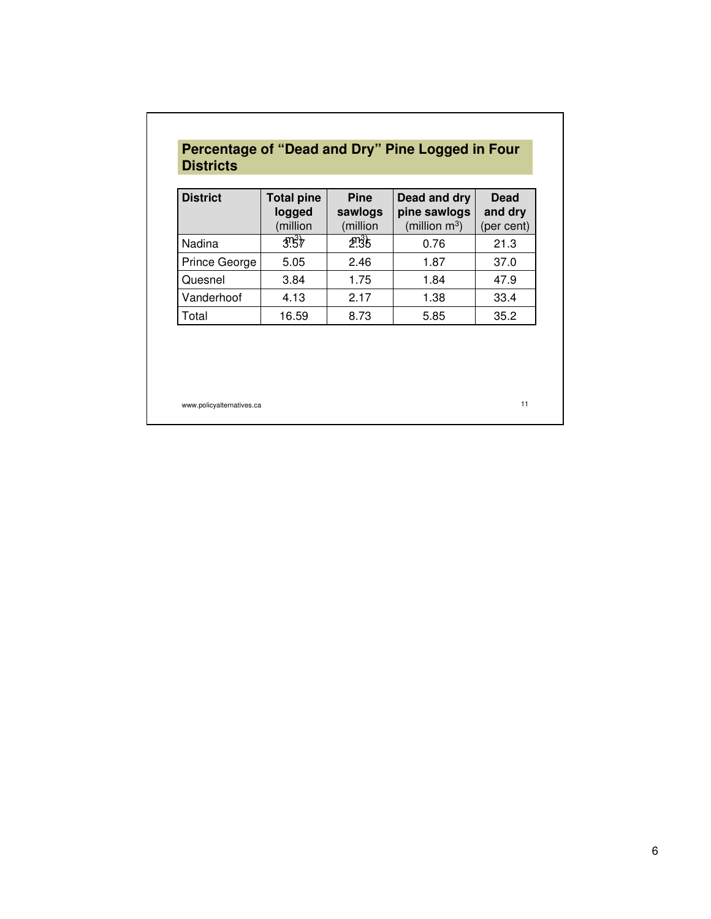## Percentage of "Dead and Dry" Pine Logged in Four Districts

| District | Total pine logged (million $m^3$) | Pine sawlogs (million $m^3$) | Dead and dry pine sawlogs (million $m^3$) | Dead and dry (per cent) |
|---|---|---|---|---|
| Nadina | 3.57 | 2.35 | 0.76 | 21.3 |
| Prince George | 5.05 | 2.46 | 1.87 | 37.0 |
| Quesnel | 3.84 | 1.75 | 1.84 | 47.9 |
| Vanderhoof | 4.13 | 2.17 | 1.38 | 33.4 |
| Total | 16.59 | 8.73 | 5.85 | 35.2 |

www.policyalternatives.ca